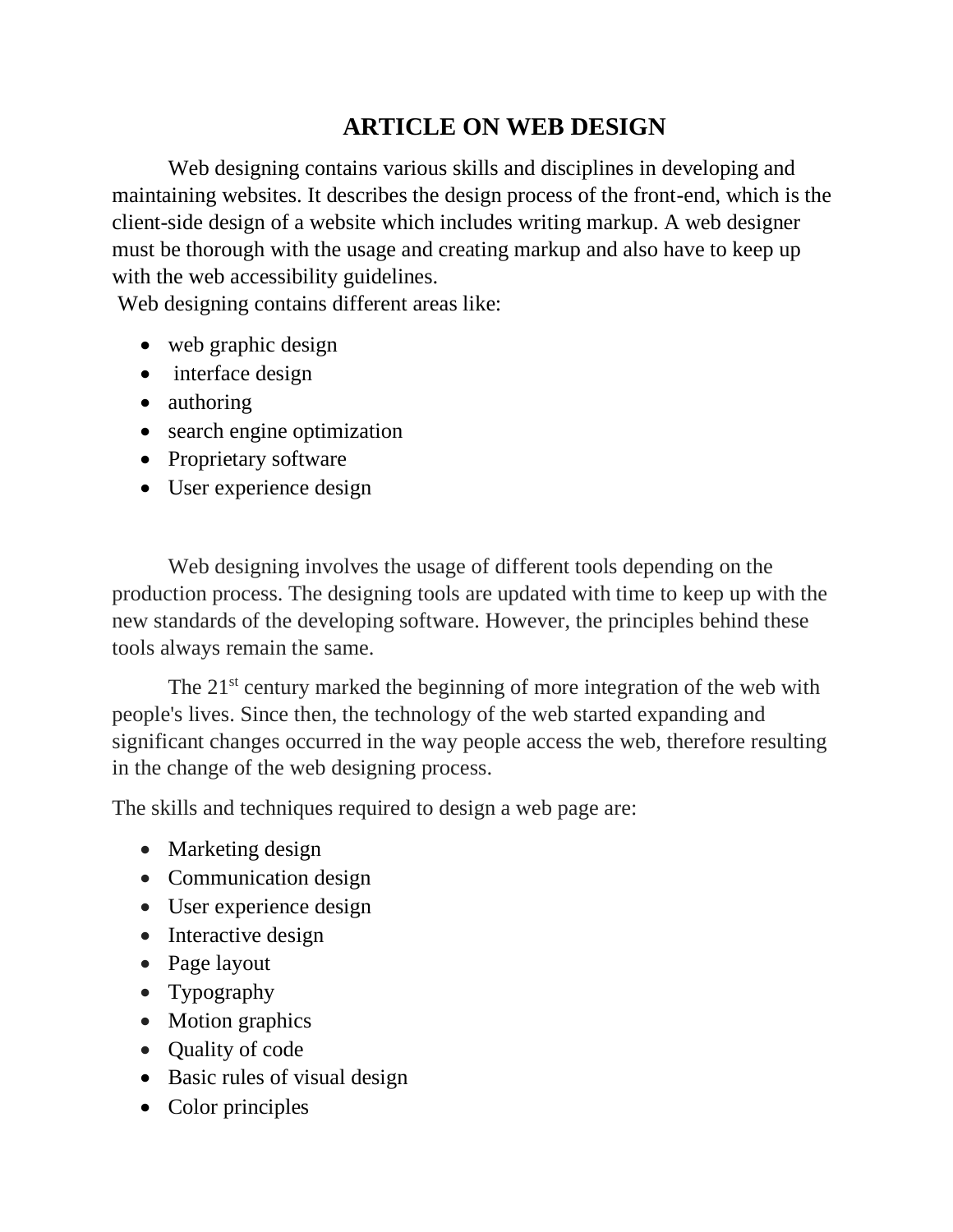# ARTICLE ON WEB DESIGN

Web designing contains various skills and disciplines in developing and maintaining websites. It describes the design process of the front-end, which is the client-side design of a website which includes writing markup. A web designer must be thorough with the usage and creating markup and also have to keep up with the web accessibility guidelines.

Web designing contains different areas like:

- web graphic design
- interface design
- authoring
- search engine optimization
- Proprietary software
- User experience design

Web designing involves the usage of different tools depending on the production process. The designing tools are updated with time to keep up with the new standards of the developing software. However, the principles behind these tools always remain the same.

The 21st century marked the beginning of more integration of the web with people's lives. Since then, the technology of the web started expanding and significant changes occurred in the way people access the web, therefore resulting in the change of the web designing process.

The skills and techniques required to design a web page are:

- Marketing design
- Communication design
- User experience design
- Interactive design
- Page layout
- Typography
- Motion graphics
- Quality of code
- Basic rules of visual design
- Color principles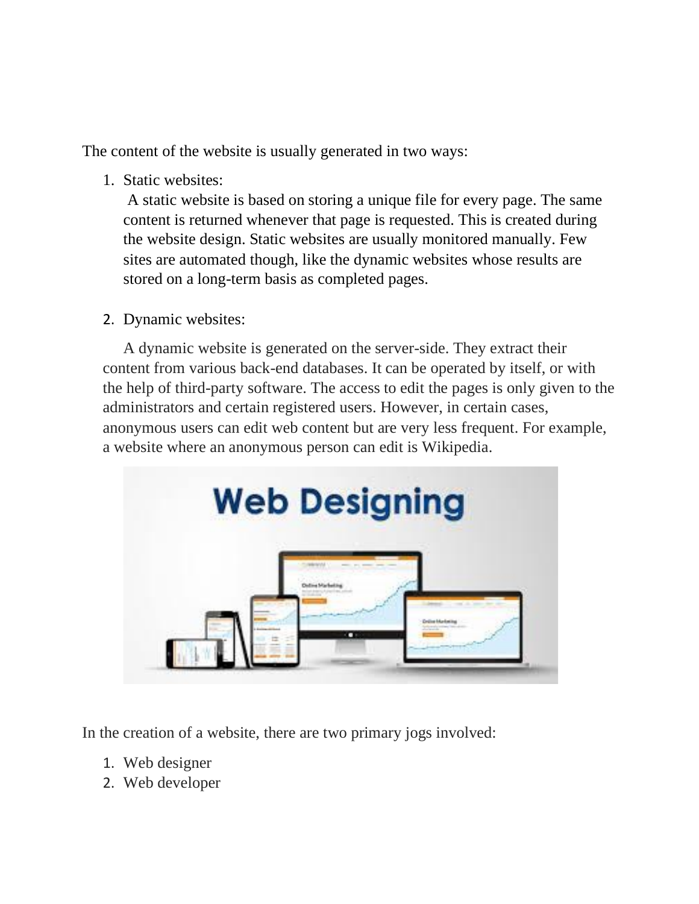The content of the website is usually generated in two ways:

1. Static websites:

   A static website is based on storing a unique file for every page. The same content is returned whenever that page is requested. This is created during the website design. Static websites are usually monitored manually. Few sites are automated though, like the dynamic websites whose results are stored on a long-term basis as completed pages.

2. Dynamic websites:

   A dynamic website is generated on the server-side. They extract their content from various back-end databases. It can be operated by itself, or with the help of third-party software. The access to edit the pages is only given to the administrators and certain registered users. However, in certain cases, anonymous users can edit web content but are very less frequent. For example, a website where an anonymous person can edit is Wikipedia.

In the creation of a website, there are two primary jogs involved:

1. Web designer
2. Web developer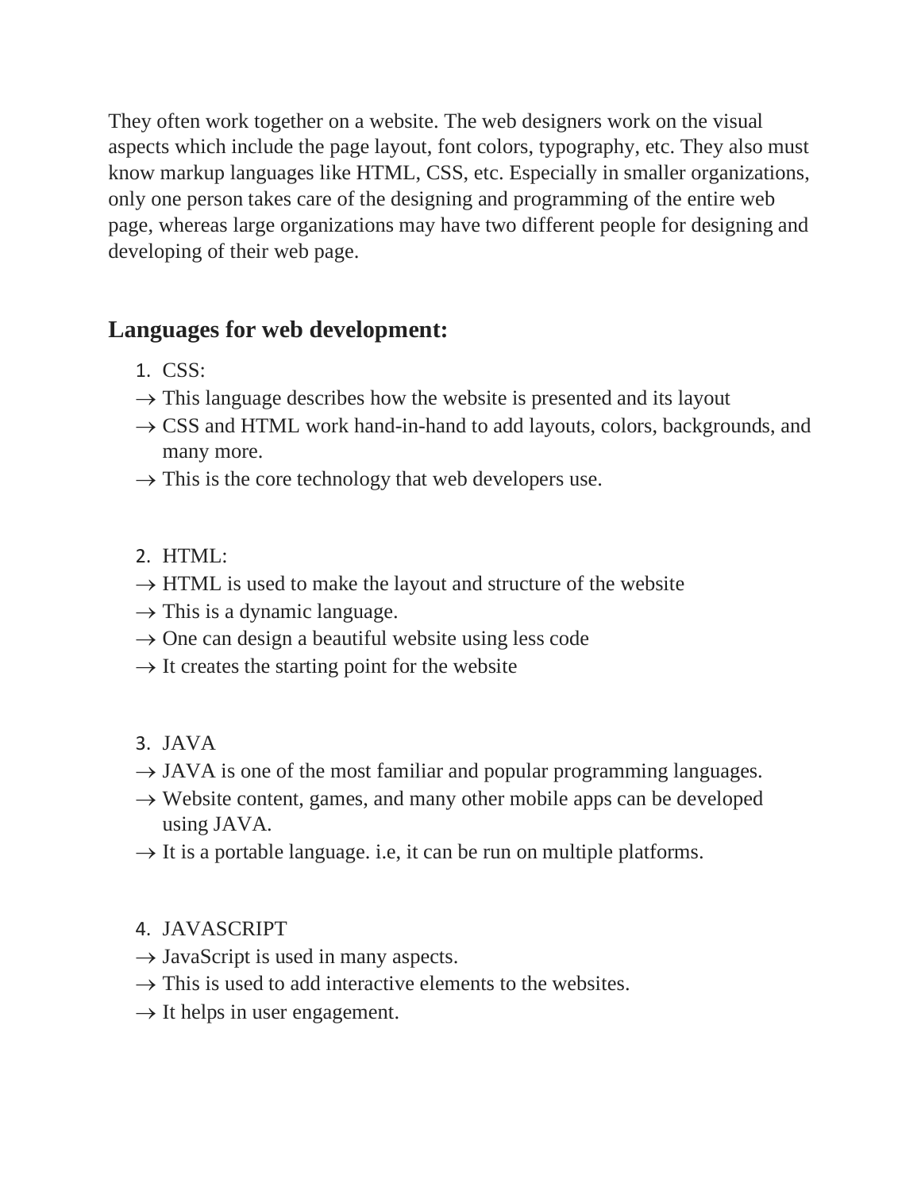They often work together on a website. The web designers work on the visual aspects which include the page layout, font colors, typography, etc. They also must know markup languages like HTML, CSS, etc. Especially in smaller organizations, only one person takes care of the designing and programming of the entire web page, whereas large organizations may have two different people for designing and developing of their web page.

## Languages for web development:

1. CSS:

→ This language describes how the website is presented and its layout
→ CSS and HTML work hand-in-hand to add layouts, colors, backgrounds, and many more.
→ This is the core technology that web developers use.

2. HTML:

→ HTML is used to make the layout and structure of the website
→ This is a dynamic language.
→ One can design a beautiful website using less code
→ It creates the starting point for the website

3. JAVA

→ JAVA is one of the most familiar and popular programming languages.
→ Website content, games, and many other mobile apps can be developed using JAVA.
→ It is a portable language. i.e, it can be run on multiple platforms.

4. JAVASCRIPT

→ JavaScript is used in many aspects.
→ This is used to add interactive elements to the websites.
→ It helps in user engagement.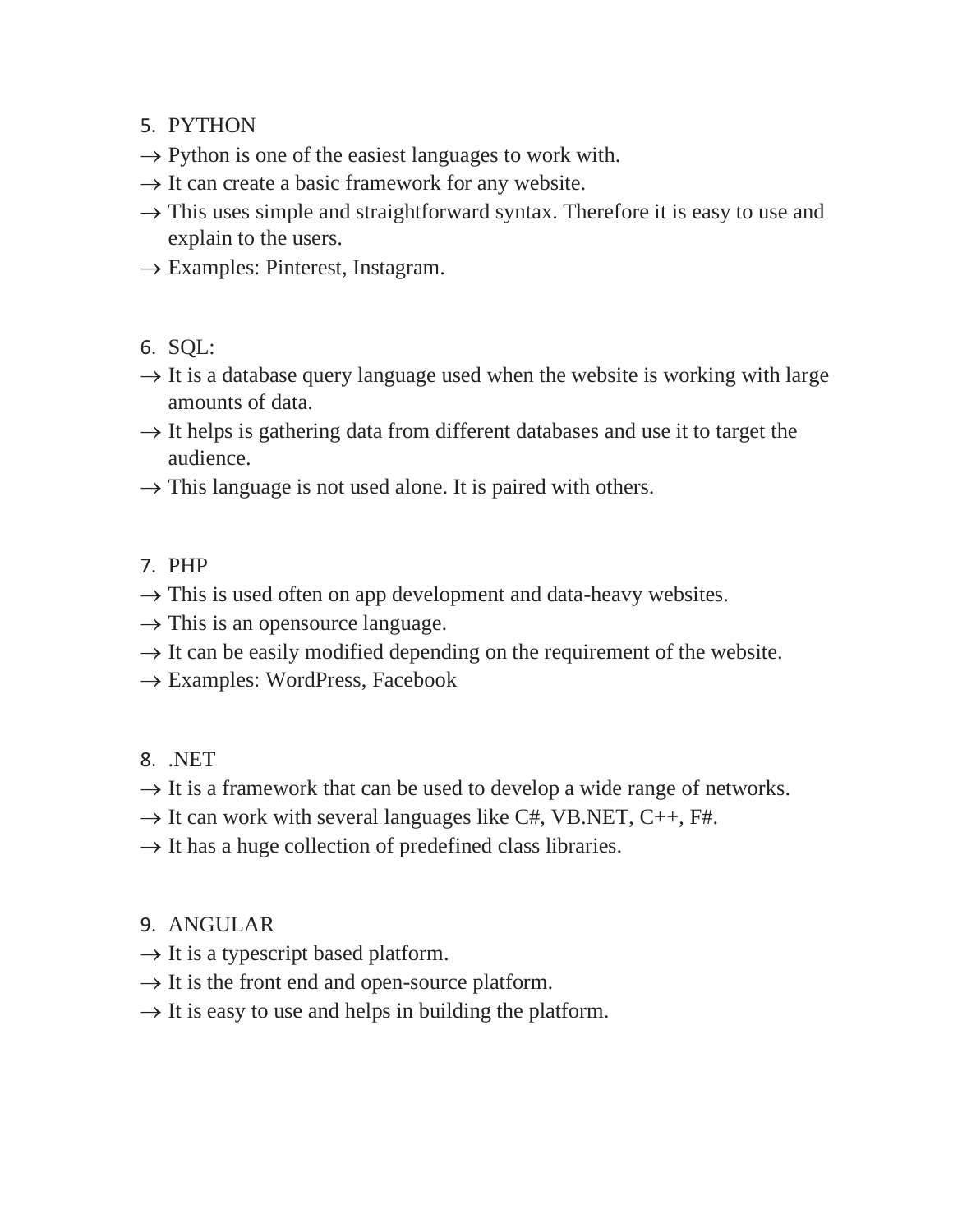5. PYTHON

→ Python is one of the easiest languages to work with.
→ It can create a basic framework for any website.
→ This uses simple and straightforward syntax. Therefore it is easy to use and explain to the users.
→ Examples: Pinterest, Instagram.

6. SQL:

→ It is a database query language used when the website is working with large amounts of data.
→ It helps is gathering data from different databases and use it to target the audience.
→ This language is not used alone. It is paired with others.

7. PHP

→ This is used often on app development and data-heavy websites.
→ This is an opensource language.
→ It can be easily modified depending on the requirement of the website.
→ Examples: WordPress, Facebook

8. .NET

→ It is a framework that can be used to develop a wide range of networks.
→ It can work with several languages like C#, VB.NET, C++, F#.
→ It has a huge collection of predefined class libraries.

9. ANGULAR

→ It is a typescript based platform.
→ It is the front end and open-source platform.
→ It is easy to use and helps in building the platform.